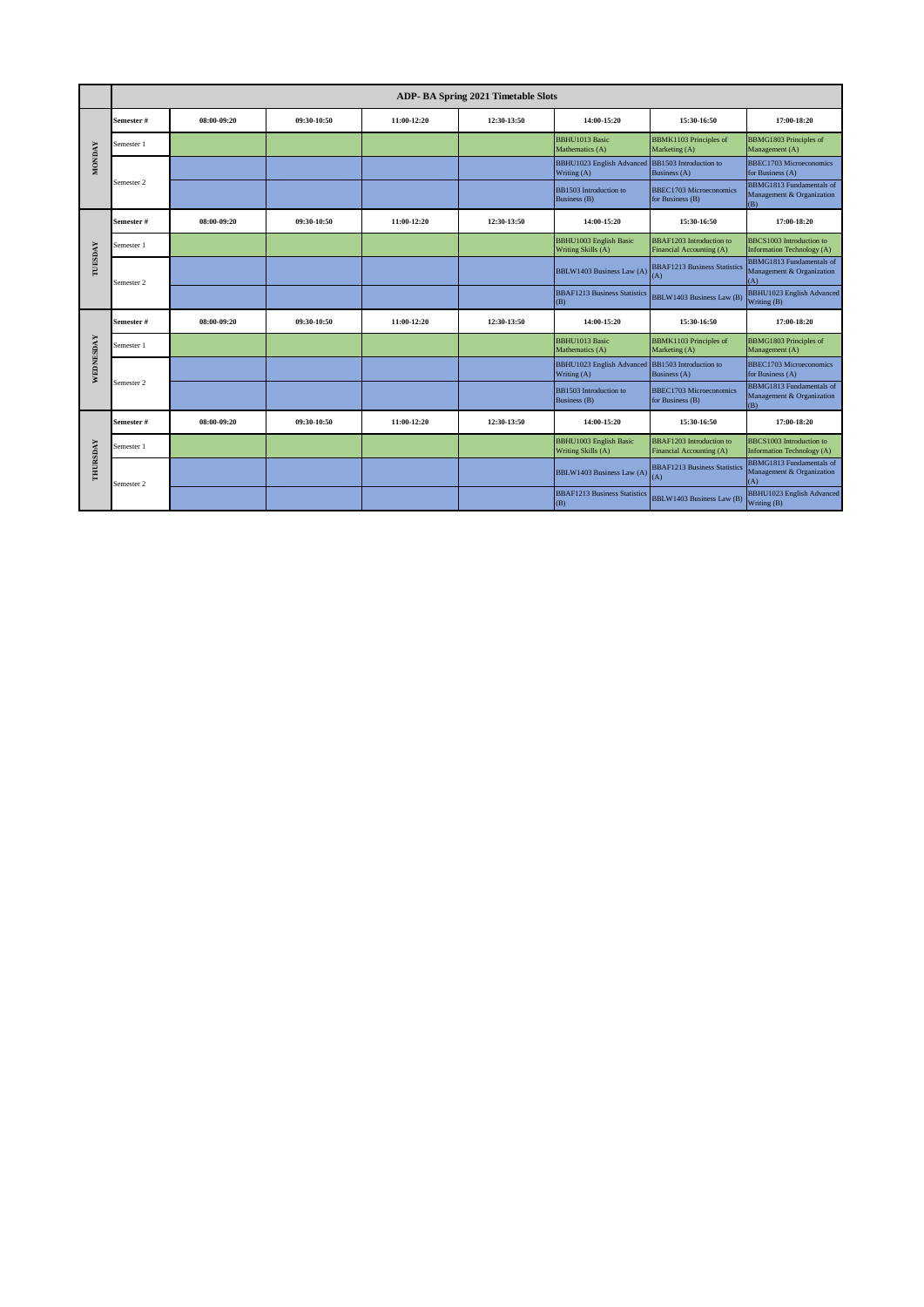| | ADP- BA Spring 2021 Timetable Slots | | | | | | | |
|---|---|---|---|---|---|---|---|---|
| **MONDAY** | **Semester #** | **08:00-09:20** | **09:30-10:50** | **11:00-12:20** | **12:30-13:50** | **14:00-15:20** | **15:30-16:50** | **17:00-18:20** |
| | Semester 1 | | | | | BBHU1013 Basic Mathematics (A) | BBMK1103 Principles of Marketing (A) | BBMG1803 Principles of Management (A) |
| | Semester 2 | | | | | BBHU1023 English Advanced Writing (A) | BB1503 Introduction to Business (A) | BBEC1703 Microeconomics for Business (A) |
| | | | | | | BB1503 Introduction to Business (B) | BBEC1703 Microeconomics for Business (B) | BBMG1813 Fundamentals of Management & Organization (B) |
| **TUESDAY** | **Semester #** | **08:00-09:20** | **09:30-10:50** | **11:00-12:20** | **12:30-13:50** | **14:00-15:20** | **15:30-16:50** | **17:00-18:20** |
| | Semester 1 | | | | | BBHU1003 English Basic Writing Skills (A) | BBAF1203 Introduction to Financial Accounting (A) | BBCS1003 Introduction to Information Technology (A) |
| | Semester 2 | | | | | BBLW1403 Business Law (A) | BBAF1213 Business Statistics (A) | BBMG1813 Fundamentals of Management & Organization (A) |
| | | | | | | BBAF1213 Business Statistics (B) | BBLW1403 Business Law (B) | BBHU1023 English Advanced Writing (B) |
| **WEDNESDAY** | **Semester #** | **08:00-09:20** | **09:30-10:50** | **11:00-12:20** | **12:30-13:50** | **14:00-15:20** | **15:30-16:50** | **17:00-18:20** |
| | Semester 1 | | | | | BBHU1013 Basic Mathematics (A) | BBMK1103 Principles of Marketing (A) | BBMG1803 Principles of Management (A) |
| | Semester 2 | | | | | BBHU1023 English Advanced Writing (A) | BB1503 Introduction to Business (A) | BBEC1703 Microeconomics for Business (A) |
| | | | | | | BB1503 Introduction to Business (B) | BBEC1703 Microeconomics for Business (B) | BBMG1813 Fundamentals of Management & Organization (B) |
| **THURSDAY** | **Semester #** | **08:00-09:20** | **09:30-10:50** | **11:00-12:20** | **12:30-13:50** | **14:00-15:20** | **15:30-16:50** | **17:00-18:20** |
| | Semester 1 | | | | | BBHU1003 English Basic Writing Skills (A) | BBAF1203 Introduction to Financial Accounting (A) | BBCS1003 Introduction to Information Technology (A) |
| | Semester 2 | | | | | BBLW1403 Business Law (A) | BBAF1213 Business Statistics (A) | BBMG1813 Fundamentals of Management & Organization (A) |
| | | | | | | BBAF1213 Business Statistics (B) | BBLW1403 Business Law (B) | BBHU1023 English Advanced Writing (B) |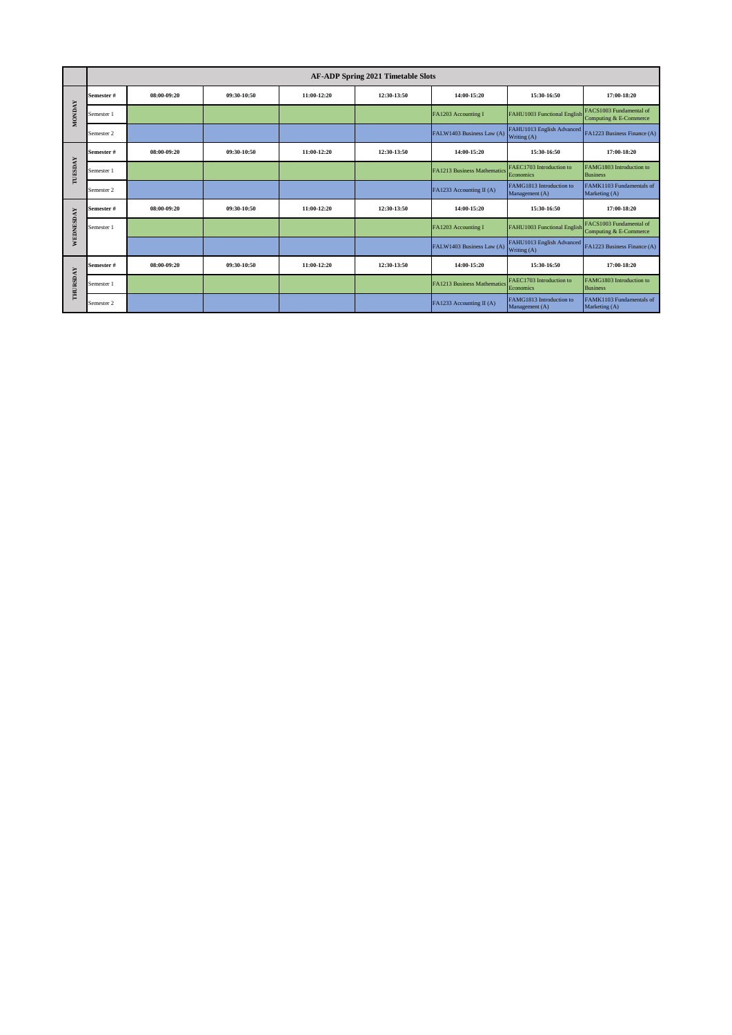| | AF-ADP Spring 2021 Timetable Slots | | | | | | | |
|---|---|---|---|---|---|---|---|---|
| **MONDAY** | **Semester #** | **08:00-09:20** | **09:30-10:50** | **11:00-12:20** | **12:30-13:50** | **14:00-15:20** | **15:30-16:50** | **17:00-18:20** |
| | Semester 1 | | | | | FA1203 Accounting I | FAHU1003 Functional English | FACS1003 Fundamental of Computing & E-Commerce |
| | Semester 2 | | | | | FALW1403 Business Law (A) | FAHU1013 English Advanced Writing (A) | FA1223 Business Finance (A) |
| **TUESDAY** | **Semester #** | **08:00-09:20** | **09:30-10:50** | **11:00-12:20** | **12:30-13:50** | **14:00-15:20** | **15:30-16:50** | **17:00-18:20** |
| | Semester 1 | | | | | FA1213 Business Mathematics | FAEC1703 Introduction to Economics | FAMG1803 Introduction to Business |
| | Semester 2 | | | | | FA1233 Accounting II (A) | FAMG1813 Introduction to Management (A) | FAMK1103 Fundamentals of Marketing (A) |
| **WEDNESDAY** | **Semester #** | **08:00-09:20** | **09:30-10:50** | **11:00-12:20** | **12:30-13:50** | **14:00-15:20** | **15:30-16:50** | **17:00-18:20** |
| | Semester 1 | | | | | FA1203 Accounting I | FAHU1003 Functional English | FACS1003 Fundamental of Computing & E-Commerce |
| | | | | | | FALW1403 Business Law (A) | FAHU1013 English Advanced Writing (A) | FA1223 Business Finance (A) |
| **THURSDAY** | **Semester #** | **08:00-09:20** | **09:30-10:50** | **11:00-12:20** | **12:30-13:50** | **14:00-15:20** | **15:30-16:50** | **17:00-18:20** |
| | Semester 1 | | | | | FA1213 Business Mathematics | FAEC1703 Introduction to Economics | FAMG1803 Introduction to Business |
| | Semester 2 | | | | | FA1233 Accounting II (A) | FAMG1813 Introduction to Management (A) | FAMK1103 Fundamentals of Marketing (A) |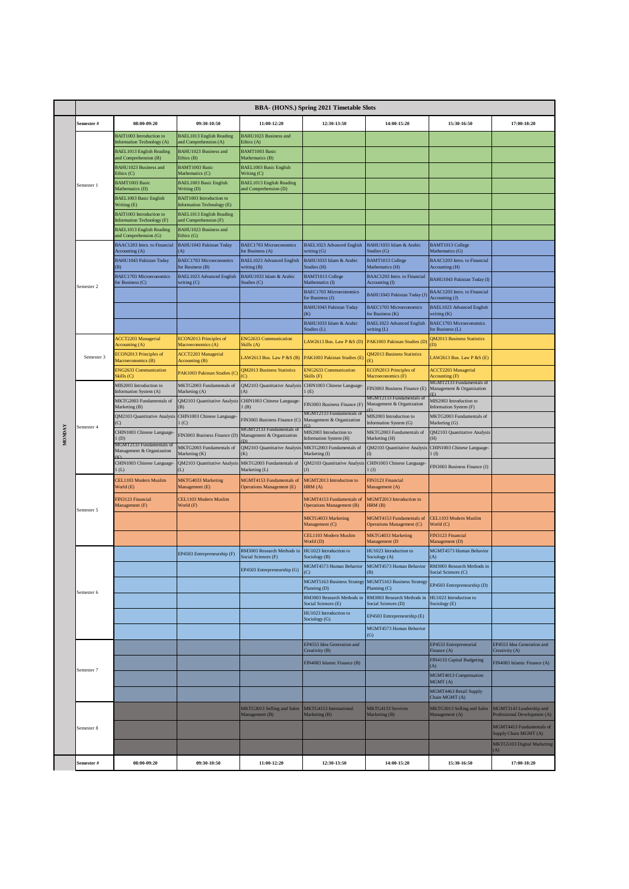# BBA- (HONS.) Spring 2021 Timetable Slots

**MONDAY**

| Semester # | 08:00-09:20 | 09:30-10:50 | 11:00-12:20 | 12:30-13:50 | 14:00-15:20 | 15:30-16:50 | 17:00-18:20 |
|---|---|---|---|---|---|---|---|
| Semester 1 | BAIT1003 Introduction to Information Technology (A) | BAEL1013 English Reading and Comprehension (A) | BAHU1023 Business and Ethics (A) | | | | |
| | BAEL1013 English Reading and Comprehension (B) | BAHU1023 Business and Ethics (B) | BAMT1003 Basic Mathematics (B) | | | | |
| | BAHU1023 Business and Ethics (C) | BAMT1003 Basic Mathematics (C) | BAEL1003 Basic English Writing (C) | | | | |
| | BAMT1003 Basic Mathematics (D) | BAEL1003 Basic English Writing (D) | BAEL1013 English Reading and Comprehension (D) | | | | |
| | BAEL1003 Basic English Writing (E) | BAIT1003 Introduction to Information Technology (E) | | | | | |
| | BAIT1003 Introduction to Information Technology (F) | BAEL1013 English Reading and Comprehension (F) | | | | | |
| | BAEL1013 English Reading and Comprehension (G) | BAHU1023 Business and Ethics (G) | | | | | |
| Semester 2 | BAAC1203 Intro. to Financial Accounting (A) | BAHU1043 Pakistan Today (A) | BAEC1703 Microeconomics for Business (A) | BAEL1023 Advanced English writing (G) | BAHU1033 Islam & Arabic Studies (G) | BAMT1013 College Mathematics (G) | |
| | BAHU1043 Pakistan Today (B) | BAEC1703 Microeconomics for Business (B) | BAEL1023 Advanced English writing (B) | BAHU1033 Islam & Arabic Studies (H) | BAMT1013 College Mathematics (H) | BAAC1203 Intro. to Financial Accounting (H) | |
| | BAEC1703 Microeconomics for Business (C) | BAEL1023 Advanced English writing (C) | BAHU1033 Islam & Arabic Studies (C) | BAMT1013 College Mathematics (I) | BAAC1203 Intro. to Financial Accounting (I) | BAHU1043 Pakistan Today (I) | |
| | | | | BAEC1703 Microeconomics for Business (J) | BAHU1043 Pakistan Today (J) | BAAC1203 Intro. to Financial Accounting (J) | |
| | | | | BAHU1043 Pakistan Today (K) | BAEC1703 Microeconomics for Business (K) | BAEL1023 Advanced English writing (K) | |
| | | | | BAHU1033 Islam & Arabic Studies (L) | BAEL1023 Advanced English writing (L) | BAEC1703 Microeconomics for Business (L) | |
| Semester 3 | ACCT2203 Managerial Accounting (A) | ECON2013 Principles of Macroeconomics (A) | ENG2633 Communication Skills (A) | LAW2613 Bus. Law P &S (D) | PAK1003 Pakistan Studies (D) | QM2013 Business Statistics (D) | |
| | ECON2013 Principles of Macroeconomics (B) | ACCT2203 Managerial Accounting (B) | LAW2613 Bus. Law P &S (B) | PAK1003 Pakistan Studies (E) | QM2013 Business Statistics (E) | LAW2613 Bus. Law P &S (E) | |
| | ENG2633 Communication Skills (C) | PAK1003 Pakistan Studies (C) | QM2013 Business Statistics (C) | ENG2633 Communication Skills (F) | ECON2013 Principles of Macroeconomics (F) | ACCT2203 Managerial Accounting (F) | |
| Semester 4 | MIS2003 Introduction to Information System (A) | MKTG2003 Fundamentals of Marketing (A) | QM2103 Quantitative Analysis (A) | CHIN1003 Chinese Language-1 (E) | FIN3003 Business Finance (E) | MGMT2133 Fundamentals of Management & Organization (E) | |
| | MKTG2003 Fundamentals of Marketing (B) | QM2103 Quantitative Analysis (B) | CHIN1003 Chinese Language-1 (B) | FIN3003 Business Finance (F) | MGMT2133 Fundamentals of Management & Organization (F) | MIS2003 Introduction to Information System (F) | |
| | QM2103 Quantitative Analysis (C) | CHIN1003 Chinese Language-1 (C) | FIN3003 Business Finance (C) | MGMT2133 Fundamentals of Management & Organization (G) | MIS2003 Introduction to Information System (G) | MKTG2003 Fundamentals of Marketing (G) | |
| | CHIN1003 Chinese Language-1 (D) | FIN3003 Business Finance (D) | MGMT2133 Fundamentals of Management & Organization (D) | MIS2003 Introduction to Information System (H) | MKTG2003 Fundamentals of Marketing (H) | QM2103 Quantitative Analysis (H) | |
| | MGMT2133 Fundamentals of Management & Organization (K) | MKTG2003 Fundamentals of Marketing (K) | QM2103 Quantitative Analysis (K) | MKTG2003 Fundamentals of Marketing (I) | QM2103 Quantitative Analysis (I) | CHIN1003 Chinese Language-1 (I) | |
| | CHIN1003 Chinese Language-1 (L) | QM2103 Quantitative Analysis (L) | MKTG2003 Fundamentals of Marketing (L) | QM2103 Quantitative Analysis (J) | CHIN1003 Chinese Language-1 (J) | FIN3003 Business Finance (J) | |
| Semester 5 | CEL1103 Modern Muslim World (E) | MKTG4033 Marketing Management (E) | MGMT4153 Fundamentals of Operations Management (E) | MGMT2013 Introduction to HRM (A) | FIN3123 Financial Management (A) | | |
| | FIN3123 Financial Management (F) | CEL1103 Modern Muslim World (F) | | MGMT4153 Fundamentals of Operations Management (B) | MGMT2013 Introduction to HRM (B) | | |
| | | | | MKTG4033 Marketing Management (C) | MGMT4153 Fundamentals of Operations Management (C) | CEL1103 Modern Muslim World (C) | |
| | | | | CEL1103 Modern Muslim World (D) | MKTG4033 Marketing Management (D | FIN3123 Financial Management (D) | |
| Semester 6 | | EP4503 Entrepreneurship (F) | RM3003 Research Methods in Social Sciences (F) | HU1023 Introduction to Sociology (B) | HU1023 Introduction to Sociology (A) | MGMT4573 Human Behavior (A) | |
| | | | EP4503 Entrepreneurship (G) | MGMT4573 Human Behavior (C) | MGMT4573 Human Behavior (B) | RM3003 Research Methods in Social Sciences (C) | |
| | | | | MGMT5163 Business Strategy Planning (D) | MGMT5163 Business Strategy Planning (C) | EP4503 Entrepreneurship (D) | |
| | | | | RM3003 Research Methods in Social Sciences (E) | RM3003 Research Methods in Social Sciences (D) | HU1023 Introduction to Sociology (E) | |
| | | | | HU1023 Introduction to Sociology (G) | EP4503 Entrepreneurship (E) | | |
| | | | | | MGMT4573 Human Behavior (G) | | |
| Semester 7 | | | | EP4553 Idea Generation and Creativity (B) | | EP4533 Entrepreneurial Finance (A) | EP4553 Idea Generation and Creativity (A) |
| | | | | FIN4083 Islamic Finance (B) | | FIN4133 Capital Budgeting (A) | FIN4083 Islamic Finance (A) |
| | | | | | | MGMT4013 Compensation MGMT (A) | |
| | | | | | | MGMT4463 Retail Supply Chain MGMT (A) | |
| Semester 8 | | | MKTG3013 Selling and Sales Management (B) | MKTG4153 International Marketing (B) | MKTG4133 Services Marketing (B) | MKTG3013 Selling and Sales Management (A) | MGMT3143 Leadership and Professional Development (A) |
| | | | | | | | MGMT4453 Fundamentals of Supply Chain MGMT (A) |
| | | | | | | | MKTG5103 Digital Marketing (A) |
| Semester # | 08:00-09:20 | 09:30-10:50 | 11:00-12:20 | 12:30-13:50 | 14:00-15:20 | 15:30-16:50 | 17:00-18:20 |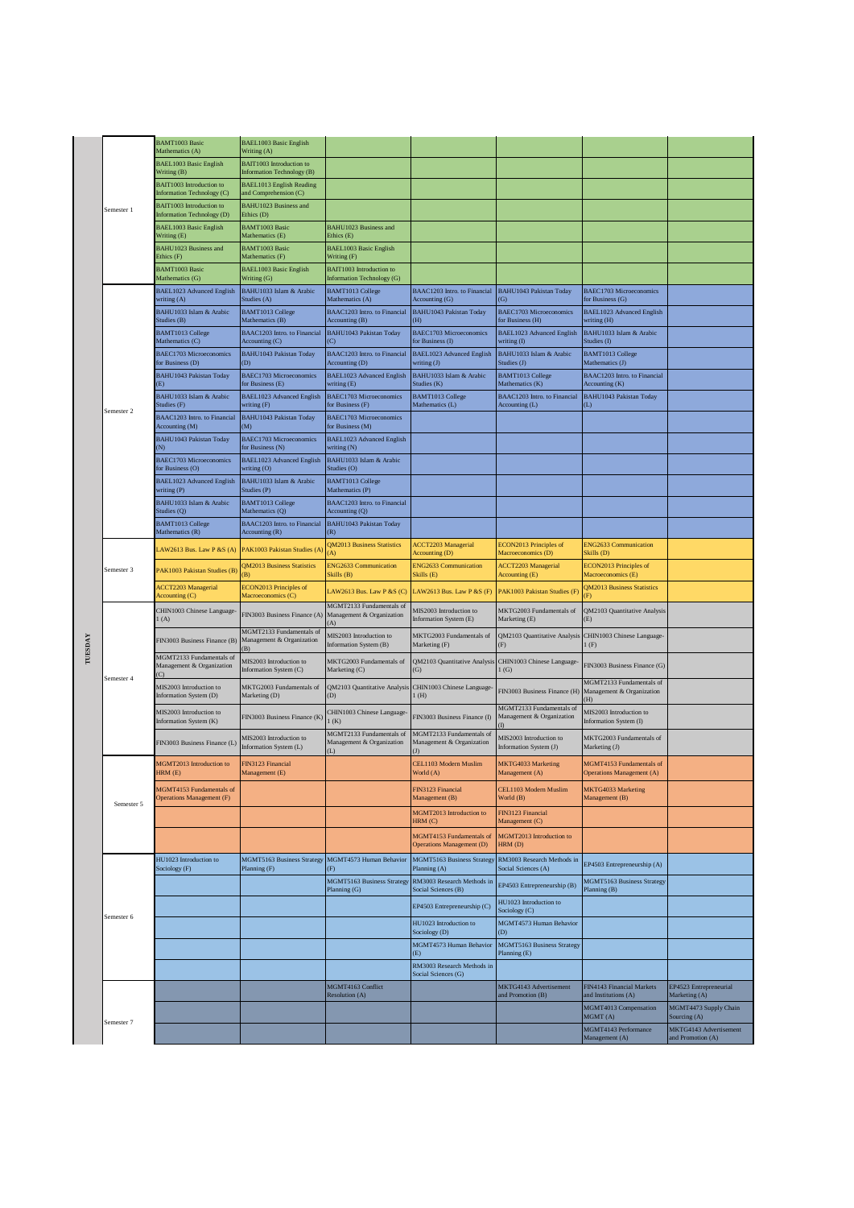**TUESDAY**

| Semester | | | | | | | |
|---|---|---|---|---|---|---|---|
| Semester 1 | BAMT1003 Basic Mathematics (A) | BAEL1003 Basic English Writing (A) | | | | | |
| | BAEL1003 Basic English Writing (B) | BAIT1003 Introduction to Information Technology (B) | | | | | |
| | BAIT1003 Introduction to Information Technology (C) | BAEL1013 English Reading and Comprehension (C) | | | | | |
| | BAIT1003 Introduction to Information Technology (D) | BAHU1023 Business and Ethics (D) | | | | | |
| | BAEL1003 Basic English Writing (E) | BAMT1003 Basic Mathematics (E) | BAHU1023 Business and Ethics (E) | | | | |
| | BAHU1023 Business and Ethics (F) | BAMT1003 Basic Mathematics (F) | BAEL1003 Basic English Writing (F) | | | | |
| | BAMT1003 Basic Mathematics (G) | BAEL1003 Basic English Writing (G) | BAIT1003 Introduction to Information Technology (G) | | | | |
| Semester 2 | BAEL1023 Advanced English writing (A) | BAHU1033 Islam & Arabic Studies (A) | BAMT1013 College Mathematics (A) | BAAC1203 Intro. to Financial Accounting (G) | BAHU1043 Pakistan Today (G) | BAEC1703 Microeconomics for Business (G) | |
| | BAHU1033 Islam & Arabic Studies (B) | BAMT1013 College Mathematics (B) | BAAC1203 Intro. to Financial Accounting (B) | BAHU1043 Pakistan Today (H) | BAEC1703 Microeconomics for Business (H) | BAEL1023 Advanced English writing (H) | |
| | BAMT1013 College Mathematics (C) | BAAC1203 Intro. to Financial Accounting (C) | BAHU1043 Pakistan Today (C) | BAEC1703 Microeconomics for Business (I) | BAEL1023 Advanced English writing (I) | BAHU1033 Islam & Arabic Studies (I) | |
| | BAEC1703 Microeconomics for Business (D) | BAHU1043 Pakistan Today (D) | BAAC1203 Intro. to Financial Accounting (D) | BAEL1023 Advanced English writing (J) | BAHU1033 Islam & Arabic Studies (J) | BAMT1013 College Mathematics (J) | |
| | BAHU1043 Pakistan Today (E) | BAEC1703 Microeconomics for Business (E) | BAEL1023 Advanced English writing (E) | BAHU1033 Islam & Arabic Studies (K) | BAMT1013 College Mathematics (K) | BAAC1203 Intro. to Financial Accounting (K) | |
| | BAHU1033 Islam & Arabic Studies (F) | BAEL1023 Advanced English writing (F) | BAEC1703 Microeconomics for Business (F) | BAMT1013 College Mathematics (L) | BAAC1203 Intro. to Financial Accounting (L) | BAHU1043 Pakistan Today (L) | |
| | BAAC1203 Intro. to Financial Accounting (M) | BAHU1043 Pakistan Today (M) | BAEC1703 Microeconomics for Business (M) | | | | |
| | BAHU1043 Pakistan Today (N) | BAEC1703 Microeconomics for Business (N) | BAEL1023 Advanced English writing (N) | | | | |
| | BAEC1703 Microeconomics for Business (O) | BAEL1023 Advanced English writing (O) | BAHU1033 Islam & Arabic Studies (O) | | | | |
| | BAEL1023 Advanced English writing (P) | BAHU1033 Islam & Arabic Studies (P) | BAMT1013 College Mathematics (P) | | | | |
| | BAHU1033 Islam & Arabic Studies (Q) | BAMT1013 College Mathematics (Q) | BAAC1203 Intro. to Financial Accounting (Q) | | | | |
| | BAMT1013 College Mathematics (R) | BAAC1203 Intro. to Financial Accounting (R) | BAHU1043 Pakistan Today (R) | | | | |
| Semester 3 | LAW2613 Bus. Law P &S (A) | PAK1003 Pakistan Studies (A) | QM2013 Business Statistics (A) | ACCT2203 Managerial Accounting (D) | ECON2013 Principles of Macroeconomics (D) | ENG2633 Communication Skills (D) | |
| | PAK1003 Pakistan Studies (B) | QM2013 Business Statistics (B) | ENG2633 Communication Skills (B) | ENG2633 Communication Skills (E) | ACCT2203 Managerial Accounting (E) | ECON2013 Principles of Macroeconomics (E) | |
| | ACCT2203 Managerial Accounting (C) | ECON2013 Principles of Macroeconomics (C) | LAW2613 Bus. Law P &S (C) | LAW2613 Bus. Law P &S (F) | PAK1003 Pakistan Studies (F) | QM2013 Business Statistics (F) | |
| Semester 4 | CHIN1003 Chinese Language-1 (A) | FIN3003 Business Finance (A) | MGMT2133 Fundamentals of Management & Organization (A) | MIS2003 Introduction to Information System (E) | MKTG2003 Fundamentals of Marketing (E) | QM2103 Quantitative Analysis (E) | |
| | FIN3003 Business Finance (B) | MGMT2133 Fundamentals of Management & Organization (B) | MIS2003 Introduction to Information System (B) | MKTG2003 Fundamentals of Marketing (F) | QM2103 Quantitative Analysis (F) | CHIN1003 Chinese Language-1 (F) | |
| | MGMT2133 Fundamentals of Management & Organization (C) | MIS2003 Introduction to Information System (C) | MKTG2003 Fundamentals of Marketing (C) | QM2103 Quantitative Analysis (G) | CHIN1003 Chinese Language-1 (G) | FIN3003 Business Finance (G) | |
| | MIS2003 Introduction to Information System (D) | MKTG2003 Fundamentals of Marketing (D) | QM2103 Quantitative Analysis (D) | CHIN1003 Chinese Language-1 (H) | FIN3003 Business Finance (H) | MGMT2133 Fundamentals of Management & Organization (H) | |
| | MIS2003 Introduction to Information System (K) | FIN3003 Business Finance (K) | CHIN1003 Chinese Language-1 (K) | FIN3003 Business Finance (I) | MGMT2133 Fundamentals of Management & Organization (I) | MIS2003 Introduction to Information System (I) | |
| | FIN3003 Business Finance (L) | MIS2003 Introduction to Information System (L) | MGMT2133 Fundamentals of Management & Organization (L) | MGMT2133 Fundamentals of Management & Organization (J) | MIS2003 Introduction to Information System (J) | MKTG2003 Fundamentals of Marketing (J) | |
| Semester 5 | MGMT2013 Introduction to HRM (E) | FIN3123 Financial Management (E) | | CEL1103 Modern Muslim World (A) | MKTG4033 Marketing Management (A) | MGMT4153 Fundamentals of Operations Management (A) | |
| | MGMT4153 Fundamentals of Operations Management (F) | | | FIN3123 Financial Management (B) | CEL1103 Modern Muslim World (B) | MKTG4033 Marketing Management (B) | |
| | | | | MGMT2013 Introduction to HRM (C) | FIN3123 Financial Management (C) | | |
| | | | | MGMT4153 Fundamentals of Operations Management (D) | MGMT2013 Introduction to HRM (D) | | |
| Semester 6 | HU1023 Introduction to Sociology (F) | MGMT5163 Business Strategy Planning (F) | MGMT4573 Human Behavior (F) | MGMT5163 Business Strategy Planning (A) | RM3003 Research Methods in Social Sciences (A) | EP4503 Entrepreneurship (A) | |
| | | | MGMT5163 Business Strategy Planning (G) | RM3003 Research Methods in Social Sciences (B) | EP4503 Entrepreneurship (B) | MGMT5163 Business Strategy Planning (B) | |
| | | | | EP4503 Entrepreneurship (C) | HU1023 Introduction to Sociology (C) | | |
| | | | | HU1023 Introduction to Sociology (D) | MGMT4573 Human Behavior (D) | | |
| | | | | MGMT4573 Human Behavior (E) | MGMT5163 Business Strategy Planning (E) | | |
| | | | | RM3003 Research Methods in Social Sciences (G) | | | |
| Semester 7 | | | MGMT4163 Conflict Resolution (A) | | MKTG4143 Advertisement and Promotion (B) | FIN4143 Financial Markets and Institutions (A) | EP4523 Entrepreneurial Marketing (A) |
| | | | | | | MGMT4013 Compensation MGMT (A) | MGMT4473 Supply Chain Sourcing (A) |
| | | | | | | MGMT4143 Performance Management (A) | MKTG4143 Advertisement and Promotion (A) |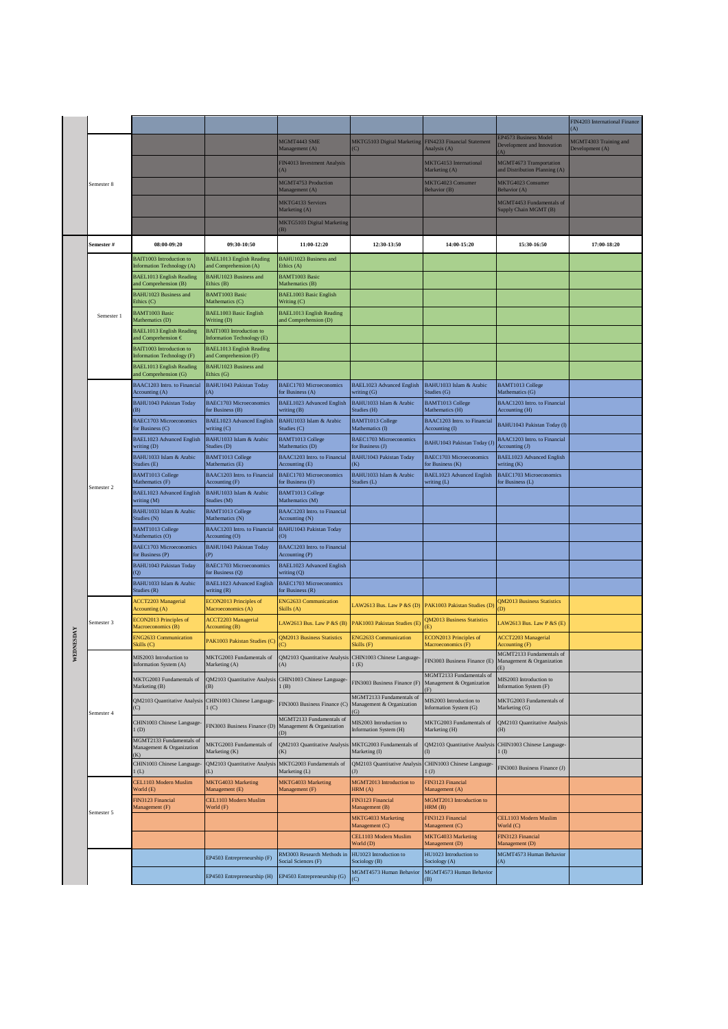| | | | | | | | |
|---|---|---|---|---|---|---|---|
| | | | | | | | FIN4203 International Finance (A) |
| Semester 8 | | | MGMT4443 SME Management (A) | MKTG5103 Digital Marketing (C) | FIN4233 Financial Statement Analysis (A) | EP4573 Business Model Development and Innovation (A) | MGMT4303 Training and Development (A) |
| | | | FIN4013 Investment Analysis (A) | | MKTG4153 International Marketing (A) | MGMT4673 Transportation and Distribution Planning (A) | |
| | | | MGMT4753 Production Management (A) | | MKTG4023 Consumer Behavior (B) | MKTG4023 Consumer Behavior (A) | |
| | | | MKTG4133 Services Marketing (A) | | | MGMT4453 Fundamentals of Supply Chain MGMT (B) | |
| | | | MKTG5103 Digital Marketing (B) | | | | |

**WEDNESDAY**

| Semester # | 08:00-09:20 | 09:30-10:50 | 11:00-12:20 | 12:30-13:50 | 14:00-15:20 | 15:30-16:50 | 17:00-18:20 |
|---|---|---|---|---|---|---|---|
| Semester 1 | BAIT1003 Introduction to Information Technology (A) | BAEL1013 English Reading and Comprehension (A) | BAHU1023 Business and Ethics (A) | | | | |
| | BAEL1013 English Reading and Comprehension (B) | BAHU1023 Business and Ethics (B) | BAMT1003 Basic Mathematics (B) | | | | |
| | BAHU1023 Business and Ethics (C) | BAMT1003 Basic Mathematics (C) | BAEL1003 Basic English Writing (C) | | | | |
| | BAMT1003 Basic Mathematics (D) | BAEL1003 Basic English Writing (D) | BAEL1013 English Reading and Comprehension (D) | | | | |
| | BAEL1013 English Reading and Comprehension € | BAIT1003 Introduction to Information Technology (E) | | | | | |
| | BAIT1003 Introduction to Information Technology (F) | BAEL1013 English Reading and Comprehension (F) | | | | | |
| | BAEL1013 English Reading and Comprehension (G) | BAHU1023 Business and Ethics (G) | | | | | |
| Semester 2 | BAAC1203 Intro. to Financial Accounting (A) | BAHU1043 Pakistan Today (A) | BAEC1703 Microeconomics for Business (A) | BAEL1023 Advanced English writing (G) | BAHU1033 Islam & Arabic Studies (G) | BAMT1013 College Mathematics (G) | |
| | BAHU1043 Pakistan Today (B) | BAEC1703 Microeconomics for Business (B) | BAEL1023 Advanced English writing (B) | BAHU1033 Islam & Arabic Studies (H) | BAMT1013 College Mathematics (H) | BAAC1203 Intro. to Financial Accounting (H) | |
| | BAEC1703 Microeconomics for Business (C) | BAEL1023 Advanced English writing (C) | BAHU1033 Islam & Arabic Studies (C) | BAMT1013 College Mathematics (I) | BAAC1203 Intro. to Financial Accounting (I) | BAHU1043 Pakistan Today (I) | |
| | BAEL1023 Advanced English writing (D) | BAHU1033 Islam & Arabic Studies (D) | BAMT1013 College Mathematics (D) | BAEC1703 Microeconomics for Business (J) | BAHU1043 Pakistan Today (J) | BAAC1203 Intro. to Financial Accounting (J) | |
| | BAHU1033 Islam & Arabic Studies (E) | BAMT1013 College Mathematics (E) | BAAC1203 Intro. to Financial Accounting (E) | BAHU1043 Pakistan Today (K) | BAEC1703 Microeconomics for Business (K) | BAEL1023 Advanced English writing (K) | |
| | BAMT1013 College Mathematics (F) | BAAC1203 Intro. to Financial Accounting (F) | BAEC1703 Microeconomics for Business (F) | BAHU1033 Islam & Arabic Studies (L) | BAEL1023 Advanced English writing (L) | BAEC1703 Microeconomics for Business (L) | |
| | BAEL1023 Advanced English writing (M) | BAHU1033 Islam & Arabic Studies (M) | BAMT1013 College Mathematics (M) | | | | |
| | BAHU1033 Islam & Arabic Studies (N) | BAMT1013 College Mathematics (N) | BAAC1203 Intro. to Financial Accounting (N) | | | | |
| | BAMT1013 College Mathematics (O) | BAAC1203 Intro. to Financial Accounting (O) | BAHU1043 Pakistan Today (O) | | | | |
| | BAEC1703 Microeconomics for Business (P) | BAHU1043 Pakistan Today (P) | BAAC1203 Intro. to Financial Accounting (P) | | | | |
| | BAHU1043 Pakistan Today (Q) | BAEC1703 Microeconomics for Business (Q) | BAEL1023 Advanced English writing (Q) | | | | |
| | BAHU1033 Islam & Arabic Studies (R) | BAEL1023 Advanced English writing (R) | BAEC1703 Microeconomics for Business (R) | | | | |
| Semester 3 | ACCT2203 Managerial Accounting (A) | ECON2013 Principles of Macroeconomics (A) | ENG2633 Communication Skills (A) | LAW2613 Bus. Law P &S (D) | PAK1003 Pakistan Studies (D) | QM2013 Business Statistics (D) | |
| | ECON2013 Principles of Macroeconomics (B) | ACCT2203 Managerial Accounting (B) | LAW2613 Bus. Law P &S (B) | PAK1003 Pakistan Studies (E) | QM2013 Business Statistics (E) | LAW2613 Bus. Law P &S (E) | |
| | ENG2633 Communication Skills (C) | PAK1003 Pakistan Studies (C) | QM2013 Business Statistics (C) | ENG2633 Communication Skills (F) | ECON2013 Principles of Macroeconomics (F) | ACCT2203 Managerial Accounting (F) | |
| Semester 4 | MIS2003 Introduction to Information System (A) | MKTG2003 Fundamentals of Marketing (A) | QM2103 Quantitative Analysis (A) | CHIN1003 Chinese Language-1 (E) | FIN3003 Business Finance (E) | MGMT2133 Fundamentals of Management & Organization (E) | |
| | MKTG2003 Fundamentals of Marketing (B) | QM2103 Quantitative Analysis (B) | CHIN1003 Chinese Language-1 (B) | FIN3003 Business Finance (F) | MGMT2133 Fundamentals of Management & Organization (F) | MIS2003 Introduction to Information System (F) | |
| | QM2103 Quantitative Analysis (C) | CHIN1003 Chinese Language-1 (C) | FIN3003 Business Finance (C) | MGMT2133 Fundamentals of Management & Organization (G) | MIS2003 Introduction to Information System (G) | MKTG2003 Fundamentals of Marketing (G) | |
| | CHIN1003 Chinese Language-1 (D) | FIN3003 Business Finance (D) | MGMT2133 Fundamentals of Management & Organization (D) | MIS2003 Introduction to Information System (H) | MKTG2003 Fundamentals of Marketing (H) | QM2103 Quantitative Analysis (H) | |
| | MGMT2133 Fundamentals of Management & Organization (K) | MKTG2003 Fundamentals of Marketing (K) | QM2103 Quantitative Analysis (K) | MKTG2003 Fundamentals of Marketing (I) | QM2103 Quantitative Analysis (I) | CHIN1003 Chinese Language-1 (I) | |
| | CHIN1003 Chinese Language-1 (L) | QM2103 Quantitative Analysis (L) | MKTG2003 Fundamentals of Marketing (L) | QM2103 Quantitative Analysis (J) | CHIN1003 Chinese Language-1 (J) | FIN3003 Business Finance (J) | |
| Semester 5 | CEL1103 Modern Muslim World (E) | MKTG4033 Marketing Management (E) | MKTG4033 Marketing Management (F) | MGMT2013 Introduction to HRM (A) | FIN3123 Financial Management (A) | | |
| | FIN3123 Financial Management (F) | CEL1103 Modern Muslim World (F) | | FIN3123 Financial Management (B) | MGMT2013 Introduction to HRM (B) | | |
| | | | | MKTG4033 Marketing Management (C) | FIN3123 Financial Management (C) | CEL1103 Modern Muslim World (C) | |
| | | | | CEL1103 Modern Muslim World (D) | MKTG4033 Marketing Management (D) | FIN3123 Financial Management (D) | |
| | | EP4503 Entrepreneurship (F) | RM3003 Research Methods in Social Sciences (F) | HU1023 Introduction to Sociology (B) | HU1023 Introduction to Sociology (A) | MGMT4573 Human Behavior (A) | |
| | | EP4503 Entrepreneurship (H) | EP4503 Entrepreneurship (G) | MGMT4573 Human Behavior (C) | MGMT4573 Human Behavior (B) | | |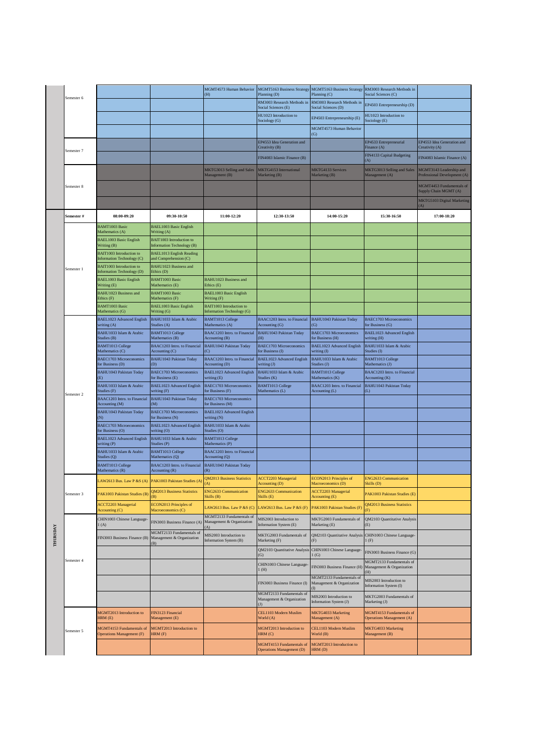| | Semester # | 08:00-09:20 | 09:30-10:50 | 11:00-12:20 | 12:30-13:50 | 14:00-15:20 | 15:30-16:50 | 17:00-18:20 |
|---|---|---|---|---|---|---|---|---|
| | Semester 6 | | | MGMT4573 Human Behavior (H) | MGMT5163 Business Strategy Planning (D) | MGMT5163 Business Strategy Planning (C) | RM3003 Research Methods in Social Sciences (C) | |
| | | | | | RM3003 Research Methods in Social Sciences (E) | RM3003 Research Methods in Social Sciences (D) | EP4503 Entrepreneurship (D) | |
| | | | | | HU1023 Introduction to Sociology (G) | EP4503 Entrepreneurship (E) | HU1023 Introduction to Sociology (E) | |
| | | | | | | MGMT4573 Human Behavior (G) | | |
| | Semester 7 | | | | EP4553 Idea Generation and Creativity (B) | | EP4533 Entrepreneurial Finance (A) | EP4553 Idea Generation and Creativity (A) |
| | | | | | FIN4083 Islamic Finance (B) | | FIN4133 Capital Budgeting (A) | FIN4083 Islamic Finance (A) |
| | Semester 8 | | | MKTG3013 Selling and Sales Management (B) | MKTG4153 International Marketing (B) | MKTG4133 Services Marketing (B) | MKTG3013 Selling and Sales Management (A) | MGMT3143 Leadership and Professional Development (A) |
| | | | | | | | | MGMT4453 Fundamentals of Supply Chain MGMT (A) |
| | | | | | | | | MKTG5103 Digital Marketing (A) |
| THURSDAY | Semester # | 08:00-09:20 | 09:30-10:50 | 11:00-12:20 | 12:30-13:50 | 14:00-15:20 | 15:30-16:50 | 17:00-18:20 |
| | Semester 1 | BAMT1003 Basic Mathematics (A) | BAEL1003 Basic English Writing (A) | | | | | |
| | | BAEL1003 Basic English Writing (B) | BAIT1003 Introduction to Information Technology (B) | | | | | |
| | | BAIT1003 Introduction to Information Technology (C) | BAEL1013 English Reading and Comprehension (C) | | | | | |
| | | BAIT1003 Introduction to Information Technology (D) | BAHU1023 Business and Ethics (D) | | | | | |
| | | BAEL1003 Basic English Writing (E) | BAMT1003 Basic Mathematics (E) | BAHU1023 Business and Ethics (E) | | | | |
| | | BAHU1023 Business and Ethics (F) | BAMT1003 Basic Mathematics (F) | BAEL1003 Basic English Writing (F) | | | | |
| | | BAMT1003 Basic Mathematics (G) | BAEL1003 Basic English Writing (G) | BAIT1003 Introduction to Information Technology (G) | | | | |
| | Semester 2 | BAEL1023 Advanced English writing (A) | BAHU1033 Islam & Arabic Studies (A) | BAMT1013 College Mathematics (A) | BAAC1203 Intro. to Financial Accounting (G) | BAHU1043 Pakistan Today (G) | BAEC1703 Microeconomics for Business (G) | |
| | | BAHU1033 Islam & Arabic Studies (B) | BAMT1013 College Mathematics (B) | BAAC1203 Intro. to Financial Accounting (B) | BAHU1043 Pakistan Today (H) | BAEC1703 Microeconomics for Business (H) | BAEL1023 Advanced English writing (H) | |
| | | BAMT1013 College Mathematics (C) | BAAC1203 Intro. to Financial Accounting (C) | BAHU1043 Pakistan Today (C) | BAEC1703 Microeconomics for Business (I) | BAEL1023 Advanced English writing (I) | BAHU1033 Islam & Arabic Studies (I) | |
| | | BAEC1703 Microeconomics for Business (D) | BAHU1043 Pakistan Today (D) | BAAC1203 Intro. to Financial Accounting (D) | BAEL1023 Advanced English writing (J) | BAHU1033 Islam & Arabic Studies (J) | BAMT1013 College Mathematics (J) | |
| | | BAHU1043 Pakistan Today (E) | BAEC1703 Microeconomics for Business (E) | BAEL1023 Advanced English writing (E) | BAHU1033 Islam & Arabic Studies (K) | BAMT1013 College Mathematics (K) | BAAC1203 Intro. to Financial Accounting (K) | |
| | | BAHU1033 Islam & Arabic Studies (F) | BAEL1023 Advanced English writing (F) | BAEC1703 Microeconomics for Business (F) | BAMT1013 College Mathematics (L) | BAAC1203 Intro. to Financial Accounting (L) | BAHU1043 Pakistan Today (L) | |
| | | BAAC1203 Intro. to Financial Accounting (M) | BAHU1043 Pakistan Today (M) | BAEC1703 Microeconomics for Business (M) | | | | |
| | | BAHU1043 Pakistan Today (N) | BAEC1703 Microeconomics for Business (N) | BAEL1023 Advanced English writing (N) | | | | |
| | | BAEC1703 Microeconomics for Business (O) | BAEL1023 Advanced English writing (O) | BAHU1033 Islam & Arabic Studies (O) | | | | |
| | | BAEL1023 Advanced English writing (P) | BAHU1033 Islam & Arabic Studies (P) | BAMT1013 College Mathematics (P) | | | | |
| | | BAHU1033 Islam & Arabic Studies (Q) | BAMT1013 College Mathematics (Q) | BAAC1203 Intro. to Financial Accounting (Q) | | | | |
| | | BAMT1013 College Mathematics (R) | BAAC1203 Intro. to Financial Accounting (R) | BAHU1043 Pakistan Today (R) | | | | |
| | Semester 3 | LAW2613 Bus. Law P &S (A) | PAK1003 Pakistan Studies (A) | QM2013 Business Statistics (A) | ACCT2203 Managerial Accounting (D) | ECON2013 Principles of Macroeconomics (D) | ENG2633 Communication Skills (D) | |
| | | PAK1003 Pakistan Studies (B) | QM2013 Business Statistics (B) | ENG2633 Communication Skills (B) | ENG2633 Communication Skills (E) | ACCT2203 Managerial Accounting (E) | PAK1003 Pakistan Studies (E) | |
| | | ACCT2203 Managerial Accounting (C) | ECON2013 Principles of Macroeconomics (C) | LAW2613 Bus. Law P &S (C) | LAW2613 Bus. Law P &S (F) | PAK1003 Pakistan Studies (F) | QM2013 Business Statistics (F) | |
| | Semester 4 | CHIN1003 Chinese Language-1 (A) | FIN3003 Business Finance (A) | MGMT2133 Fundamentals of Management & Organization (A) | MIS2003 Introduction to Information System (E) | MKTG2003 Fundamentals of Marketing (E) | QM2103 Quantitative Analysis (E) | |
| | | FIN3003 Business Finance (B) | MGMT2133 Fundamentals of Management & Organization (B) | MIS2003 Introduction to Information System (B) | MKTG2003 Fundamentals of Marketing (F) | QM2103 Quantitative Analysis (F) | CHIN1003 Chinese Language-1 (F) | |
| | | | | | QM2103 Quantitative Analysis (G) | CHIN1003 Chinese Language-1 (G) | FIN3003 Business Finance (G) | |
| | | | | | CHIN1003 Chinese Language-1 (H) | FIN3003 Business Finance (H) | MGMT2133 Fundamentals of Management & Organization (H) | |
| | | | | | FIN3003 Business Finance (I) | MGMT2133 Fundamentals of Management & Organization (I) | MIS2003 Introduction to Information System (I) | |
| | | | | | MGMT2133 Fundamentals of Management & Organization (J) | MIS2003 Introduction to Information System (J) | MKTG2003 Fundamentals of Marketing (J) | |
| | Semester 5 | MGMT2013 Introduction to HRM (E) | FIN3123 Financial Management (E) | | CEL1103 Modern Muslim World (A) | MKTG4033 Marketing Management (A) | MGMT4153 Fundamentals of Operations Management (A) | |
| | | MGMT4153 Fundamentals of Operations Management (F) | MGMT2013 Introduction to HRM (F) | | MGMT2013 Introduction to HRM (C) | CEL1103 Modern Muslim World (B) | MKTG4033 Marketing Management (B) | |
| | | | | | MGMT4153 Fundamentals of Operations Management (D) | MGMT2013 Introduction to HRM (D) | | |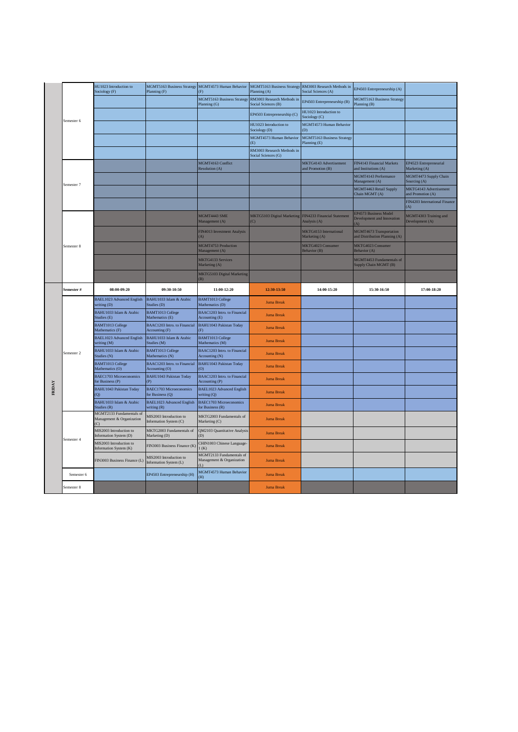| | | | | | | | | |
|---|---|---|---|---|---|---|---|---|
| | Semester 6 | HU1023 Introduction to Sociology (F) | MGMT5163 Business Strategy Planning (F) | MGMT4573 Human Behavior (F) | MGMT5163 Business Strategy Planning (A) | RM3003 Research Methods in Social Sciences (A) | EP4503 Entrepreneurship (A) | |
| | | | | MGMT5163 Business Strategy Planning (G) | RM3003 Research Methods in Social Sciences (B) | EP4503 Entrepreneurship (B) | MGMT5163 Business Strategy Planning (B) | |
| | | | | | EP4503 Entrepreneurship (C) | HU1023 Introduction to Sociology (C) | | |
| | | | | | HU1023 Introduction to Sociology (D) | MGMT4573 Human Behavior (D) | | |
| | | | | | MGMT4573 Human Behavior (E) | MGMT5163 Business Strategy Planning (E) | | |
| | | | | | RM3003 Research Methods in Social Sciences (G) | | | |
| | Semester 7 | | | MGMT4163 Conflict Resolution (A) | | MKTG4143 Advertisement and Promotion (B) | FIN4143 Financial Markets and Institutions (A) | EP4523 Entrepreneurial Marketing (A) |
| | | | | | | | MGMT4143 Performance Management (A) | MGMT4473 Supply Chain Sourcing (A) |
| | | | | | | | MGMT4463 Retail Supply Chain MGMT (A) | MKTG4143 Advertisement and Promotion (A) |
| | | | | | | | | FIN4203 International Finance (A) |
| | Semester 8 | | | MGMT4443 SME Management (A) | MKTG5103 Digital Marketing (C) | FIN4233 Financial Statement Analysis (A) | EP4573 Business Model Development and Innovation (A) | MGMT4303 Training and Development (A) |
| | | | | FIN4013 Investment Analysis (A) | | MKTG4153 International Marketing (A) | MGMT4673 Transportation and Distribution Planning (A) | |
| | | | | MGMT4753 Production Management (A) | | MKTG4023 Consumer Behavior (B) | MKTG4023 Consumer Behavior (A) | |
| | | | | MKTG4133 Services Marketing (A) | | | MGMT4453 Fundamentals of Supply Chain MGMT (B) | |
| | | | | MKTG5103 Digital Marketing (B) | | | | |
| FRIDAY | **Semester #** | **08:00-09:20** | **09:30-10:50** | **11:00-12:20** | **12:30-13:50** | **14:00-15:20** | **15:30-16:50** | **17:00-18:20** |
| | Semester 2 | BAEL1023 Advanced English writing (D) | BAHU1033 Islam & Arabic Studies (D) | BAMT1013 College Mathematics (D) | Juma Break | | | |
| | | BAHU1033 Islam & Arabic Studies (E) | BAMT1013 College Mathematics (E) | BAAC1203 Intro. to Financial Accounting (E) | Juma Break | | | |
| | | BAMT1013 College Mathematics (F) | BAAC1203 Intro. to Financial Accounting (F) | BAHU1043 Pakistan Today (F) | Juma Break | | | |
| | | BAEL1023 Advanced English writing (M) | BAHU1033 Islam & Arabic Studies (M) | BAMT1013 College Mathematics (M) | Juma Break | | | |
| | | BAHU1033 Islam & Arabic Studies (N) | BAMT1013 College Mathematics (N) | BAAC1203 Intro. to Financial Accounting (N) | Juma Break | | | |
| | | BAMT1013 College Mathematics (O) | BAAC1203 Intro. to Financial Accounting (O) | BAHU1043 Pakistan Today (O) | Juma Break | | | |
| | | BAEC1703 Microeconomics for Business (P) | BAHU1043 Pakistan Today (P) | BAAC1203 Intro. to Financial Accounting (P) | Juma Break | | | |
| | | BAHU1043 Pakistan Today (Q) | BAEC1703 Microeconomics for Business (Q) | BAEL1023 Advanced English writing (Q) | Juma Break | | | |
| | | BAHU1033 Islam & Arabic Studies (R) | BAEL1023 Advanced English writing (R) | BAEC1703 Microeconomics for Business (R) | Juma Break | | | |
| | Semester 4 | MGMT2133 Fundamentals of Management & Organization (C) | MIS2003 Introduction to Information System (C) | MKTG2003 Fundamentals of Marketing (C) | Juma Break | | | |
| | | MIS2003 Introduction to Information System (D) | MKTG2003 Fundamentals of Marketing (D) | QM2103 Quantitative Analysis (D) | Juma Break | | | |
| | | MIS2003 Introduction to Information System (K) | FIN3003 Business Finance (K) | CHIN1003 Chinese Language-1 (K) | Juma Break | | | |
| | | FIN3003 Business Finance (L) | MIS2003 Introduction to Information System (L) | MGMT2133 Fundamentals of Management & Organization (L) | Juma Break | | | |
| | Semester 6 | | EP4503 Entrepreneurship (H) | MGMT4573 Human Behavior (H) | Juma Break | | | |
| | Semester 8 | | | | Juma Break | | | |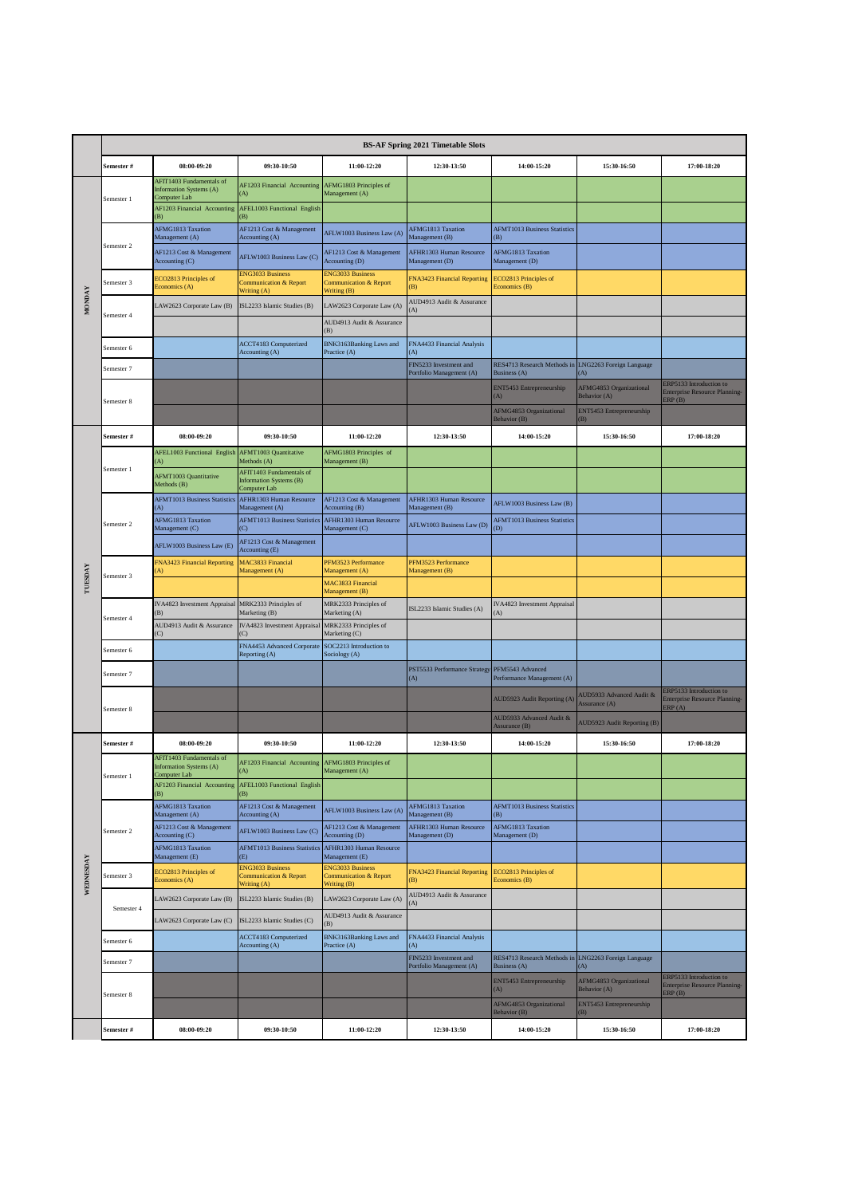**BS-AF Spring 2021 Timetable Slots**

| | Semester # | 08:00-09:20 | 09:30-10:50 | 11:00-12:20 | 12:30-13:50 | 14:00-15:20 | 15:30-16:50 | 17:00-18:20 |
|---|---|---|---|---|---|---|---|---|
| MONDAY | Semester 1 | AFIT1403 Fundamentals of Information Systems (A) Computer Lab | AF1203 Financial Accounting (A) | AFMG1803 Principles of Management (A) | | | | |
| | | AF1203 Financial Accounting (B) | AFEL1003 Functional English (B) | | | | | |
| | Semester 2 | AFMG1813 Taxation Management (A) | AF1213 Cost & Management Accounting (A) | AFLW1003 Business Law (A) | AFMG1813 Taxation Management (B) | AFMT1013 Business Statistics (B) | | |
| | | AF1213 Cost & Management Accounting (C) | AFLW1003 Business Law (C) | AF1213 Cost & Management Accounting (D) | AFHR1303 Human Resource Management (D) | AFMG1813 Taxation Management (D) | | |
| | Semester 3 | ECO2813 Principles of Economics (A) | ENG3033 Business Communication & Report Writing (A) | ENG3033 Business Communication & Report Writing (B) | FNA3423 Financial Reporting (B) | ECO2813 Principles of Economics (B) | | |
| | Semester 4 | LAW2623 Corporate Law (B) | ISL2233 Islamic Studies (B) | LAW2623 Corporate Law (A) | AUD4913 Audit & Assurance (A) | | | |
| | | | | AUD4913 Audit & Assurance (B) | | | | |
| | Semester 6 | | ACCT4183 Computerized Accounting (A) | BNK3163Banking Laws and Practice (A) | FNA4433 Financial Analysis (A) | | | |
| | Semester 7 | | | | FIN5233 Investment and Portfolio Management (A) | RES4713 Research Methods in Business (A) | LNG2263 Foreign Language (A) | |
| | Semester 8 | | | | | ENT5453 Entrepreneurship (A) | AFMG4853 Organizational Behavior (A) | ERP5133 Introduction to Enterprise Resource Planning-ERP (B) |
| | | | | | | AFMG4853 Organizational Behavior (B) | ENT5453 Entrepreneurship (B) | |
| | Semester # | 08:00-09:20 | 09:30-10:50 | 11:00-12:20 | 12:30-13:50 | 14:00-15:20 | 15:30-16:50 | 17:00-18:20 |
| TUESDAY | Semester 1 | AFEL1003 Functional English (A) | AFMT1003 Quantitative Methods (A) | AFMG1803 Principles of Management (B) | | | | |
| | | AFMT1003 Quantitative Methods (B) | AFIT1403 Fundamentals of Information Systems (B) Computer Lab | | | | | |
| | Semester 2 | AFMT1013 Business Statistics (A) | AFHR1303 Human Resource Management (A) | AF1213 Cost & Management Accounting (B) | AFHR1303 Human Resource Management (B) | AFLW1003 Business Law (B) | | |
| | | AFMG1813 Taxation Management (C) | AFMT1013 Business Statistics (C) | AFHR1303 Human Resource Management (C) | AFLW1003 Business Law (D) | AFMT1013 Business Statistics (D) | | |
| | | AFLW1003 Business Law (E) | AF1213 Cost & Management Accounting (E) | | | | | |
| | Semester 3 | FNA3423 Financial Reporting (A) | MAC3833 Financial Management (A) | PFM3523 Performance Management (A) | PFM3523 Performance Management (B) | | | |
| | | | | MAC3833 Financial Management (B) | | | | |
| | Semester 4 | IVA4823 Investment Appraisal (B) | MRK2333 Principles of Marketing (B) | MRK2333 Principles of Marketing (A) | ISL2233 Islamic Studies (A) | IVA4823 Investment Appraisal (A) | | |
| | | AUD4913 Audit & Assurance (C) | IVA4823 Investment Appraisal (C) | MRK2333 Principles of Marketing (C) | | | | |
| | Semester 6 | | FNA4453 Advanced Corporate Reporting (A) | SOC2213 Introduction to Sociology (A) | | | | |
| | Semester 7 | | | | PST5533 Performance Strategy (A) | PFM5543 Advanced Performance Management (A) | | |
| | Semester 8 | | | | | AUD5923 Audit Reporting (A) | AUD5933 Advanced Audit & Assurance (A) | ERP5133 Introduction to Enterprise Resource Planning-ERP (A) |
| | | | | | | AUD5933 Advanced Audit & Assurance (B) | AUD5923 Audit Reporting (B) | |
| | Semester # | 08:00-09:20 | 09:30-10:50 | 11:00-12:20 | 12:30-13:50 | 14:00-15:20 | 15:30-16:50 | 17:00-18:20 |
| WEDNESDAY | Semester 1 | AFIT1403 Fundamentals of Information Systems (A) Computer Lab | AF1203 Financial Accounting (A) | AFMG1803 Principles of Management (A) | | | | |
| | | AF1203 Financial Accounting (B) | AFEL1003 Functional English (B) | | | | | |
| | Semester 2 | AFMG1813 Taxation Management (A) | AF1213 Cost & Management Accounting (A) | AFLW1003 Business Law (A) | AFMG1813 Taxation Management (B) | AFMT1013 Business Statistics (B) | | |
| | | AF1213 Cost & Management Accounting (C) | AFLW1003 Business Law (C) | AF1213 Cost & Management Accounting (D) | AFHR1303 Human Resource Management (D) | AFMG1813 Taxation Management (D) | | |
| | | AFMG1813 Taxation Management (E) | AFMT1013 Business Statistics (E) | AFHR1303 Human Resource Management (E) | | | | |
| | Semester 3 | ECO2813 Principles of Economics (A) | ENG3033 Business Communication & Report Writing (A) | ENG3033 Business Communication & Report Writing (B) | FNA3423 Financial Reporting (B) | ECO2813 Principles of Economics (B) | | |
| | Semester 4 | LAW2623 Corporate Law (B) | ISL2233 Islamic Studies (B) | LAW2623 Corporate Law (A) | AUD4913 Audit & Assurance (A) | | | |
| | | LAW2623 Corporate Law (C) | ISL2233 Islamic Studies (C) | AUD4913 Audit & Assurance (B) | | | | |
| | Semester 6 | | ACCT4183 Computerized Accounting (A) | BNK3163Banking Laws and Practice (A) | FNA4433 Financial Analysis (A) | | | |
| | Semester 7 | | | | FIN5233 Investment and Portfolio Management (A) | RES4713 Research Methods in Business (A) | LNG2263 Foreign Language (A) | |
| | Semester 8 | | | | | ENT5453 Entrepreneurship (A) | AFMG4853 Organizational Behavior (A) | ERP5133 Introduction to Enterprise Resource Planning-ERP (B) |
| | | | | | | AFMG4853 Organizational Behavior (B) | ENT5453 Entrepreneurship (B) | |
| | Semester # | 08:00-09:20 | 09:30-10:50 | 11:00-12:20 | 12:30-13:50 | 14:00-15:20 | 15:30-16:50 | 17:00-18:20 |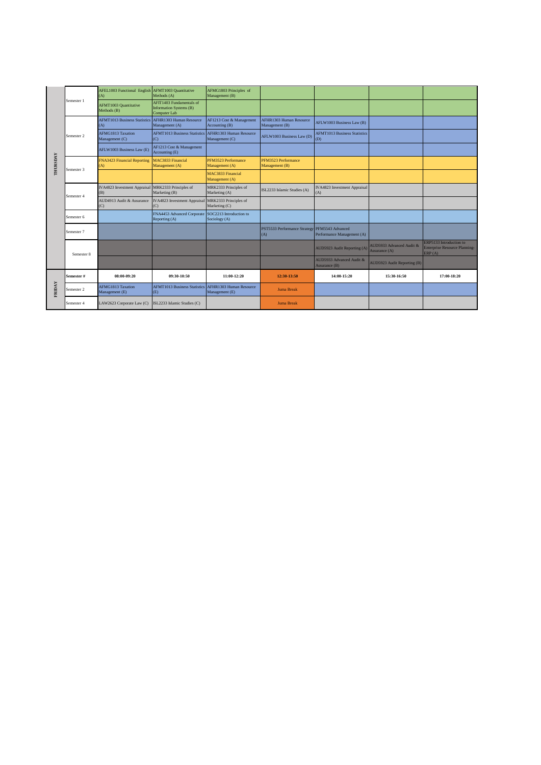| | | | | | | | | |
|---|---|---|---|---|---|---|---|---|
| THURSDAY | Semester 1 | AFEL1003 Functional English (A) | AFMT1003 Quantitative Methods (A) | AFMG1803 Principles of Management (B) | | | | |
| | | AFMT1003 Quantitative Methods (B) | AFIT1403 Fundamentals of Information Systems (B) Computer Lab | | | | | |
| | Semester 2 | AFMT1013 Business Statistics (A) | AFHR1303 Human Resource Management (A) | AF1213 Cost & Management Accounting (B) | AFHR1303 Human Resource Management (B) | AFLW1003 Business Law (B) | | |
| | | AFMG1813 Taxation Management (C) | AFMT1013 Business Statistics (C) | AFHR1303 Human Resource Management (C) | AFLW1003 Business Law (D) | AFMT1013 Business Statistics (D) | | |
| | | AFLW1003 Business Law (E) | AF1213 Cost & Management Accounting (E) | | | | | |
| | Semester 3 | FNA3423 Financial Reporting (A) | MAC3833 Financial Management (A) | PFM3523 Performance Management (A) | PFM3523 Performance Management (B) | | | |
| | | | | MAC3833 Financial Management (A) | | | | |
| | Semester 4 | IVA4823 Investment Appraisal (B) | MRK2333 Principles of Marketing (B) | MRK2333 Principles of Marketing (A) | ISL2233 Islamic Studies (A) | IVA4823 Investment Appraisal (A) | | |
| | | AUD4913 Audit & Assurance (C) | IVA4823 Investment Appraisal (C) | MRK2333 Principles of Marketing (C) | | | | |
| | Semester 6 | | FNA4453 Advanced Corporate Reporting (A) | SOC2213 Introduction to Sociology (A) | | | | |
| | Semester 7 | | | | PST5533 Performance Strategy (A) | PFM5543 Advanced Performance Management (A) | | |
| | Semester 8 | | | | | AUD5923 Audit Reporting (A) | AUD5933 Advanced Audit & Assurance (A) | ERP5133 Introduction to Enterprise Resource Planning-ERP (A) |
| | | | | | | AUD5933 Advanced Audit & Assurance (B) | AUD5923 Audit Reporting (B) | |
| FRIDAY | **Semester #** | **08:00-09:20** | **09:30-10:50** | **11:00-12:20** | **12:30-13:50** | **14:00-15:20** | **15:30-16:50** | **17:00-18:20** |
| | Semester 2 | AFMG1813 Taxation Management (E) | AFMT1013 Business Statistics (E) | AFHR1303 Human Resource Management (E) | Juma Break | | | |
| | Semester 4 | LAW2623 Corporate Law (C) | ISL2233 Islamic Studies (C) | | Juma Break | | | |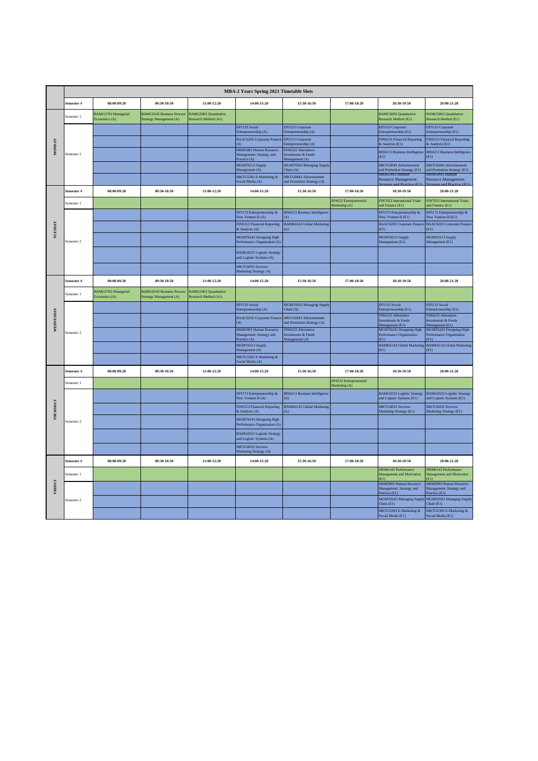## MBA-2 Years Spring 2021 Timetable Slots

| Day | Semester # | 08:00-09:20 | 09:30-10:50 | 11:00-12:20 | 14:00-15:20 | 15:30-16:50 | 17:00-18:20 | 18:30-19:50 | 20:00-21:20 |
|---|---|---|---|---|---|---|---|---|---|
| MONDAY | Semester 1 | BAMG5703 Managerial Economics (A) | BAMG6543 Business Process Strategy Management (A) | BAMG5003 Quantitative Research Method (A1) | | | | BAMG5003 Quantitative Research Method (E1) | BAMG5003 Quantitative Research Method (E1) |
| | Semester 2 | | | | EP5133 Social Entrepreneurship (A) | EP5153 Corporate Entrepreneurship (A) | | EP5153 Corporate Entrepreneurship (E1) | EP5153 Corporate Entrepreneurship (E1) |
| | | | | | BAAC6203 Corporate Finance (A) | EP5153 Corporate Entrepreneurship (A) | | FIN6153 Financial Reporting & Analysis (E1) | FIN6153 Financial Reporting & Analysis (E1) |
| | | | | | HRM5993 Human Resource Management: Strategy and Practice (A) | FIN6233 Alternative Investments & Funds Management (A) | | BIS6213 Business Intelligence (E1) | BIS6213 Business Intelligence (E1) |
| | | | | | MGMT6513 Supply Management (A) | MGMT6563 Managing Supply Chain (A) | | MKTG6043 Advertisement and Promotion Strategy (E1) | MKTG6043 Advertisement and Promotion Strategy (E1) |
| | | | | | MKTG5383 E-Marketing & Social Media (A) | MKTG6043 Advertisement and Promotion Strategy (A) | | HRM5993 Human Resource Management: Strategy and Practice (E1) | HRM5993 Human Resource Management: Strategy and Practice (E1) |
| TUESDAY | Semester 1 | | | | | | EP4523 Entrepreneurial Marketing (A) | FIN7023 International Trade and Finance (E1) | FIN7023 International Trade and Finance (E1) |
| | Semester 2 | | | | EP5173 Entrepreneurship & New Venture-II (A) | BIS6213 Business Intelligence (A) | | EP5173 Entrepreneurship & New Venture-II (E1) | EP5173 Entrepreneurship & New Venture-II (E1) |
| | | | | | FIN6153 Financial Reporting & Analysis (A) | BAMK6143 Global Marketing (A) | | BAAC6203 Corporate Finance (E1) | BAAC6203 Corporate Finance (E1) |
| | | | | | MGMT6243 Designing High Performance Organization (A) | | | MGMT6513 Supply Management (E1) | MGMT6513 Supply Management (E1) |
| | | | | | BAMG6553 Logistic Strategy and Logistic Systems (A) | | | | |
| | | | | | MKTG6033 Services Marketing Strategy (A) | | | | |
| WEDNESDAY | Semester 1 | BAMG5703 Managerial Economics (A) | BAMG6543 Business Process Strategy Management (A) | BAMG5003 Quantitative Research Method (A1) | | | | | |
| | Semester 2 | | | | EP5133 Social Entrepreneurship (A) | MGMT6563 Managing Supply Chain (A) | | EP5133 Social Entrepreneurship (E1) | EP5133 Social Entrepreneurship (E1) |
| | | | | | BAAC6203 Corporate Finance (A) | MKTG6043 Advertisement and Promotion Strategy (A) | | FIN6233 Alternative Investments & Funds Management (E1) | FIN6233 Alternative Investments & Funds Management (E1) |
| | | | | | HRM5993 Human Resource Management: Strategy and Practice (A) | FIN6233 Alternative Investments & Funds Management (A) | | MGMT6243 Designing High Performance Organization (E1) | MGMT6243 Designing High Performance Organization (E1) |
| | | | | | MGMT6513 Supply Management (A) | | | BAMK6143 Global Marketing (E1) | BAMK6143 Global Marketing (E1) |
| | | | | | MKTG5383 E-Marketing & Social Media (A) | | | | |
| THURSDAY | Semester 1 | | | | | | EP4523 Entrepreneurial Marketing (A) | | |
| | Semester 2 | | | | EP5173 Entrepreneurship & New Venture-II (A) | BIS6213 Business Intelligence (A) | | BAMG6553 Logistic Strategy and Logistic Systems (E1) | BAMG6553 Logistic Strategy and Logistic Systems (E1) |
| | | | | | FIN6153 Financial Reporting & Analysis (A) | BAMK6143 Global Marketing (A) | | MKTG6033 Services Marketing Strategy (E1) | MKTG6033 Services Marketing Strategy (E1) |
| | | | | | MGMT6243 Designing High Performance Organization (A) | | | | |
| | | | | | BAMG6553 Logistic Strategy and Logistic Systems (A) | | | | |
| | | | | | MKTG6033 Services Marketing Strategy (A) | | | | |
| FRIDAY | Semester 1 | | | | | | | HRM6143 Performance Management and Motivation (E1) | HRM6143 Performance Management and Motivation (E1) |
| | Semester 2 | | | | | | | HRM5993 Human Resource Management: Strategy and Practice (E1) | HRM5993 Human Resource Management: Strategy and Practice (E1) |
| | | | | | | | | MGMT6563 Managing Supply Chain (E1) | MGMT6563 Managing Supply Chain (E1) |
| | | | | | | | | MKTG5383 E-Marketing & Social Media (E1) | MKTG5383 E-Marketing & Social Media (E1) |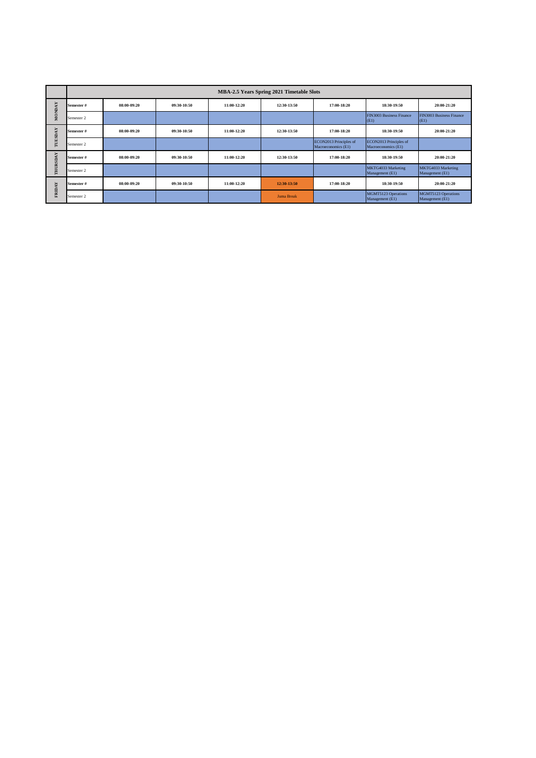| | MBA-2.5 Years Spring 2021 Timetable Slots | | | | | | | |
|---|---|---|---|---|---|---|---|---|
| MONDAY | **Semester #** | **08:00-09:20** | **09:30-10:50** | **11:00-12:20** | **12:30-13:50** | **17:00-18:20** | **18:30-19:50** | **20:00-21:20** |
| | Semester 2 | | | | | | FIN3003 Business Finance (E1) | FIN3003 Business Finance (E1) |
| TUESDAY | **Semester #** | **08:00-09:20** | **09:30-10:50** | **11:00-12:20** | **12:30-13:50** | **17:00-18:20** | **18:30-19:50** | **20:00-21:20** |
| | Semester 2 | | | | | ECON2013 Principles of Macroeconomics (E1) | ECON2013 Principles of Macroeconomics (E1) | |
| THURSDAY | **Semester #** | **08:00-09:20** | **09:30-10:50** | **11:00-12:20** | **12:30-13:50** | **17:00-18:20** | **18:30-19:50** | **20:00-21:20** |
| | Semester 2 | | | | | | MKTG4033 Marketing Management (E1) | MKTG4033 Marketing Management (E1) |
| FRIDAY | **Semester #** | **08:00-09:20** | **09:30-10:50** | **11:00-12:20** | **12:30-13:50** | **17:00-18:20** | **18:30-19:50** | **20:00-21:20** |
| | Semester 2 | | | | Juma Break | | MGMT5123 Operations Management (E1) | MGMT5123 Operations Management (E1) |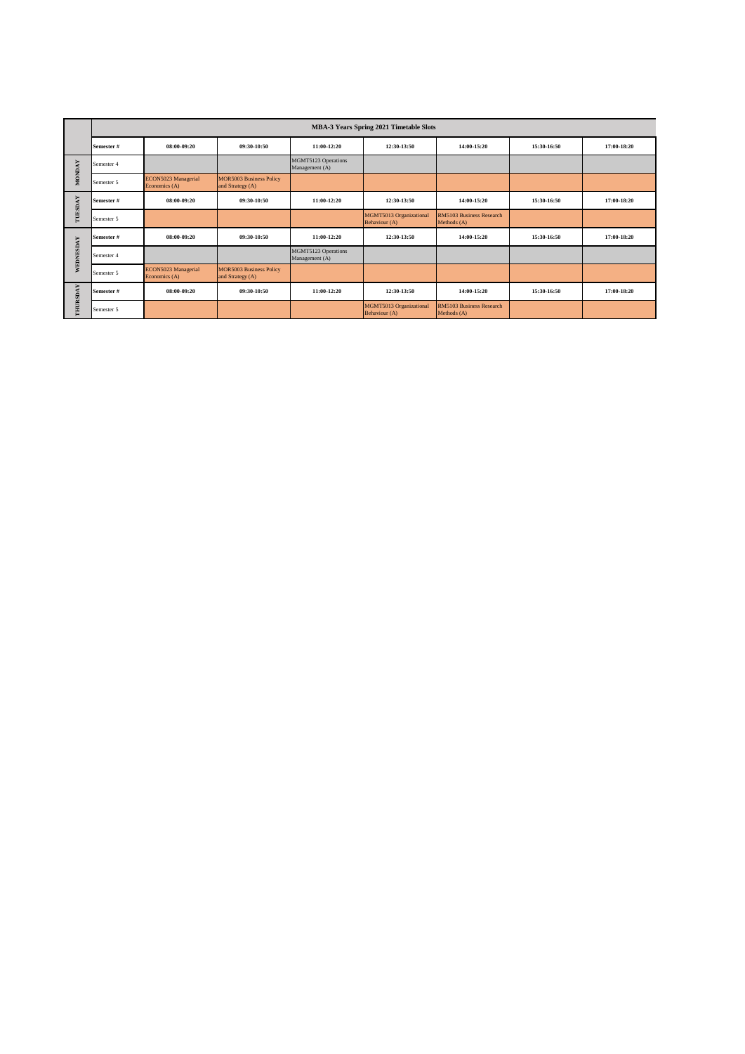| | MBA-3 Years Spring 2021 Timetable Slots | | | | | | | |
|---|---|---|---|---|---|---|---|---|
| | **Semester #** | **08:00-09:20** | **09:30-10:50** | **11:00-12:20** | **12:30-13:50** | **14:00-15:20** | **15:30-16:50** | **17:00-18:20** |
| **MONDAY** | Semester 4 | | | MGMT5123 Operations Management (A) | | | | |
| | Semester 5 | ECON5023 Managerial Economics (A) | MOR5003 Business Policy and Strategy (A) | | | | | |
| **TUESDAY** | **Semester #** | **08:00-09:20** | **09:30-10:50** | **11:00-12:20** | **12:30-13:50** | **14:00-15:20** | **15:30-16:50** | **17:00-18:20** |
| | Semester 5 | | | | MGMT5013 Organizational Behaviour (A) | RM5103 Business Research Methods (A) | | |
| **WEDNESDAY** | **Semester #** | **08:00-09:20** | **09:30-10:50** | **11:00-12:20** | **12:30-13:50** | **14:00-15:20** | **15:30-16:50** | **17:00-18:20** |
| | Semester 4 | | | MGMT5123 Operations Management (A) | | | | |
| | Semester 5 | ECON5023 Managerial Economics (A) | MOR5003 Business Policy and Strategy (A) | | | | | |
| **THURSDAY** | **Semester #** | **08:00-09:20** | **09:30-10:50** | **11:00-12:20** | **12:30-13:50** | **14:00-15:20** | **15:30-16:50** | **17:00-18:20** |
| | Semester 5 | | | | MGMT5013 Organizational Behaviour (A) | RM5103 Business Research Methods (A) | | |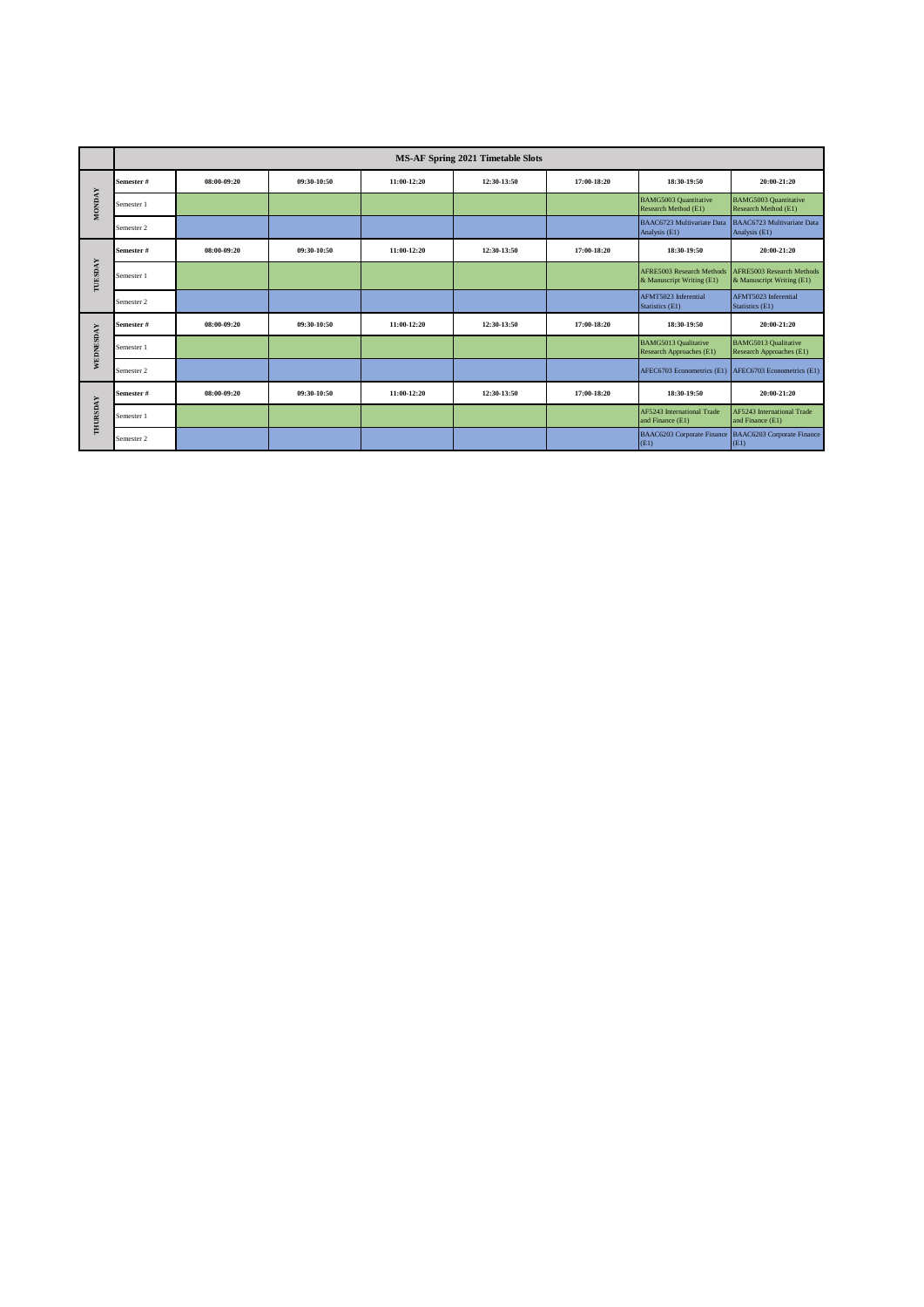| | MS-AF Spring 2021 Timetable Slots | | | | | | | |
|---|---|---|---|---|---|---|---|---|
| MONDAY | Semester # | 08:00-09:20 | 09:30-10:50 | 11:00-12:20 | 12:30-13:50 | 17:00-18:20 | 18:30-19:50 | 20:00-21:20 |
| | Semester 1 | | | | | | BAMG5003 Quantitative Research Method (E1) | BAMG5003 Quantitative Research Method (E1) |
| | Semester 2 | | | | | | BAAC6723 Multivariate Data Analysis (E1) | BAAC6723 Multivariate Data Analysis (E1) |
| TUESDAY | Semester # | 08:00-09:20 | 09:30-10:50 | 11:00-12:20 | 12:30-13:50 | 17:00-18:20 | 18:30-19:50 | 20:00-21:20 |
| | Semester 1 | | | | | | AFRE5003 Research Methods & Manuscript Writing (E1) | AFRE5003 Research Methods & Manuscript Writing (E1) |
| | Semester 2 | | | | | | AFMT5023 Inferential Statistics (E1) | AFMT5023 Inferential Statistics (E1) |
| WEDNESDAY | Semester # | 08:00-09:20 | 09:30-10:50 | 11:00-12:20 | 12:30-13:50 | 17:00-18:20 | 18:30-19:50 | 20:00-21:20 |
| | Semester 1 | | | | | | BAMG5013 Qualitative Research Approaches (E1) | BAMG5013 Qualitative Research Approaches (E1) |
| | Semester 2 | | | | | | AFEC6703 Econometrics (E1) | AFEC6703 Econometrics (E1) |
| THURSDAY | Semester # | 08:00-09:20 | 09:30-10:50 | 11:00-12:20 | 12:30-13:50 | 17:00-18:20 | 18:30-19:50 | 20:00-21:20 |
| | Semester 1 | | | | | | AF5243 International Trade and Finance (E1) | AF5243 International Trade and Finance (E1) |
| | Semester 2 | | | | | | BAAC6203 Corporate Finance (E1) | BAAC6203 Corporate Finance (E1) |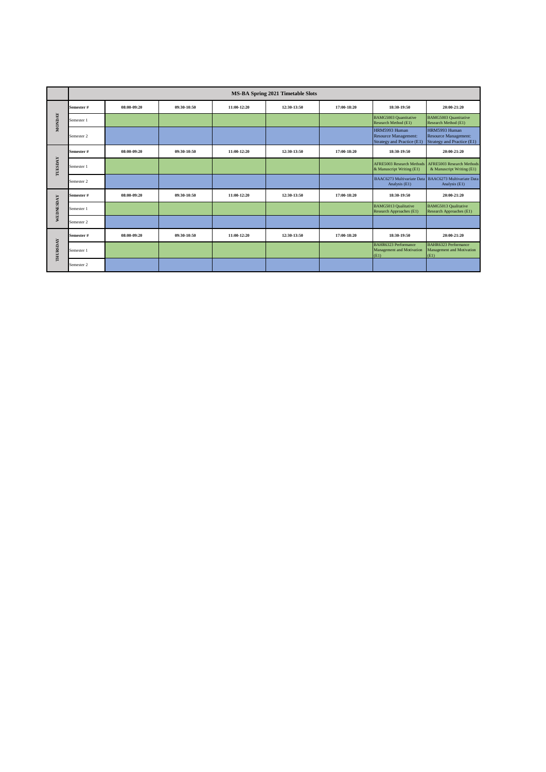| | MS-BA Spring 2021 Timetable Slots | | | | | | | |
|---|---|---|---|---|---|---|---|---|
| **MONDAY** | **Semester #** | **08:00-09:20** | **09:30-10:50** | **11:00-12:20** | **12:30-13:50** | **17:00-18:20** | **18:30-19:50** | **20:00-21:20** |
| | Semester 1 | | | | | | BAMG5003 Quantitative Research Method (E1) | BAMG5003 Quantitative Research Method (E1) |
| | Semester 2 | | | | | | HRM5993 Human Resource Management: Strategy and Practice (E1) | HRM5993 Human Resource Management: Strategy and Practice (E1) |
| **TUESDAY** | **Semester #** | **08:00-09:20** | **09:30-10:50** | **11:00-12:20** | **12:30-13:50** | **17:00-18:20** | **18:30-19:50** | **20:00-21:20** |
| | Semester 1 | | | | | | AFRE5003 Research Methods & Manuscript Writing (E1) | AFRE5003 Research Methods & Manuscript Writing (E1) |
| | Semester 2 | | | | | | BAAC6273 Multivariate Data Analysis (E1) | BAAC6273 Multivariate Data Analysis (E1) |
| **WEDNESDAY** | **Semester #** | **08:00-09:20** | **09:30-10:50** | **11:00-12:20** | **12:30-13:50** | **17:00-18:20** | **18:30-19:50** | **20:00-21:20** |
| | Semester 1 | | | | | | BAMG5013 Qualitative Research Approaches (E1) | BAMG5013 Qualitative Research Approaches (E1) |
| | Semester 2 | | | | | | | |
| **THURSDAY** | **Semester #** | **08:00-09:20** | **09:30-10:50** | **11:00-12:20** | **12:30-13:50** | **17:00-18:20** | **18:30-19:50** | **20:00-21:20** |
| | Semester 1 | | | | | | BAHR6323 Performance Management and Motivation (E1) | BAHR6323 Performance Management and Motivation (E1) |
| | Semester 2 | | | | | | | |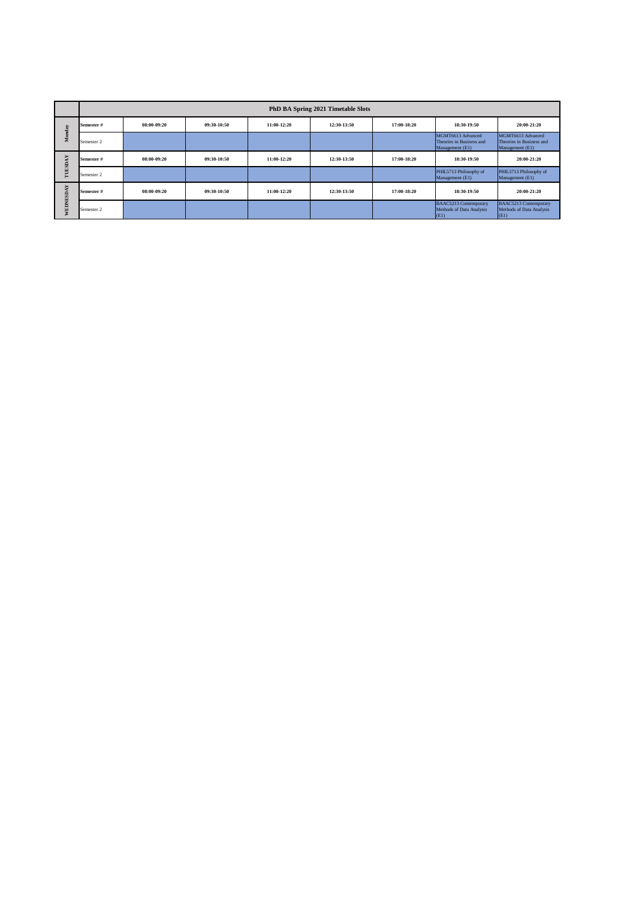| | PhD BA Spring 2021 Timetable Slots | | | | | | | |
|---|---|---|---|---|---|---|---|---|
| Monday | Semester # | 08:00-09:20 | 09:30-10:50 | 11:00-12:20 | 12:30-13:50 | 17:00-18:20 | 18:30-19:50 | 20:00-21:20 |
| | Semester 2 | | | | | | MGMT6613 Advanced Theories in Business and Management (E1) | MGMT6613 Advanced Theories in Business and Management (E1) |
| TUESDAY | Semester # | 08:00-09:20 | 09:30-10:50 | 11:00-12:20 | 12:30-13:50 | 17:00-18:20 | 18:30-19:50 | 20:00-21:20 |
| | Semester 2 | | | | | | PHIL5713 Philosophy of Management (E1) | PHIL5713 Philosophy of Management (E1) |
| WEDNESDAY | Semester # | 08:00-09:20 | 09:30-10:50 | 11:00-12:20 | 12:30-13:50 | 17:00-18:20 | 18:30-19:50 | 20:00-21:20 |
| | Semester 2 | | | | | | BAAC5213 Contemporary Methods of Data Analysis (E1) | BAAC5213 Contemporary Methods of Data Analysis (E1) |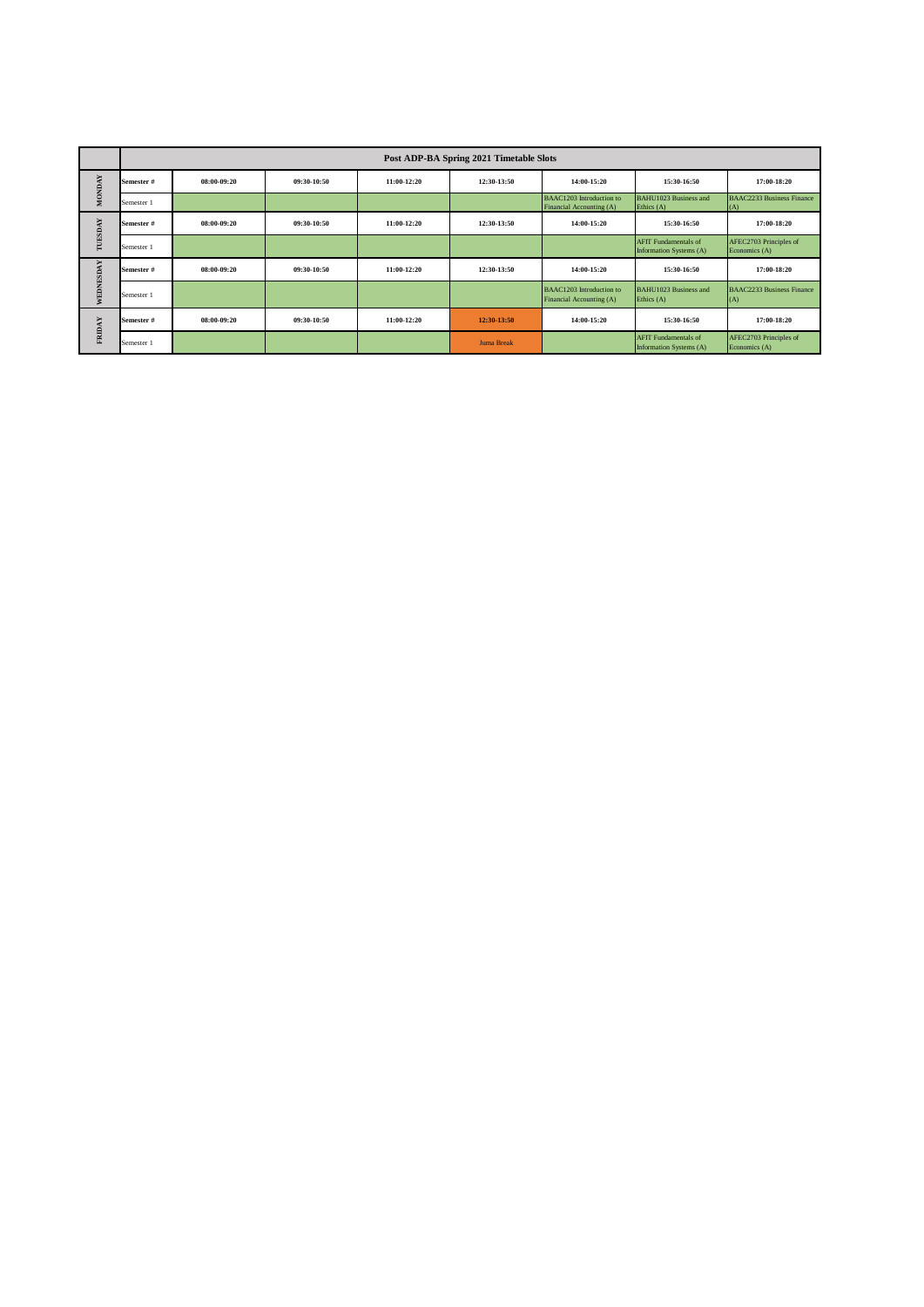| | | | | | | | | |
|---|---|---|---|---|---|---|---|---|
| | **Post ADP-BA Spring 2021 Timetable Slots** | | | | | | | |
| **MONDAY** | **Semester #** | **08:00-09:20** | **09:30-10:50** | **11:00-12:20** | **12:30-13:50** | **14:00-15:20** | **15:30-16:50** | **17:00-18:20** |
| | Semester 1 | | | | | BAAC1203 Introduction to Financial Accounting (A) | BAHU1023 Business and Ethics (A) | BAAC2233 Business Finance (A) |
| **TUESDAY** | **Semester #** | **08:00-09:20** | **09:30-10:50** | **11:00-12:20** | **12:30-13:50** | **14:00-15:20** | **15:30-16:50** | **17:00-18:20** |
| | Semester 1 | | | | | | AFIT Fundamentals of Information Systems (A) | AFEC2703 Principles of Economics (A) |
| **WEDNESDAY** | **Semester #** | **08:00-09:20** | **09:30-10:50** | **11:00-12:20** | **12:30-13:50** | **14:00-15:20** | **15:30-16:50** | **17:00-18:20** |
| | Semester 1 | | | | | BAAC1203 Introduction to Financial Accounting (A) | BAHU1023 Business and Ethics (A) | BAAC2233 Business Finance (A) |
| **FRIDAY** | **Semester #** | **08:00-09:20** | **09:30-10:50** | **11:00-12:20** | **12:30-13:50** | **14:00-15:20** | **15:30-16:50** | **17:00-18:20** |
| | Semester 1 | | | | Juma Break | | AFIT Fundamentals of Information Systems (A) | AFEC2703 Principles of Economics (A) |